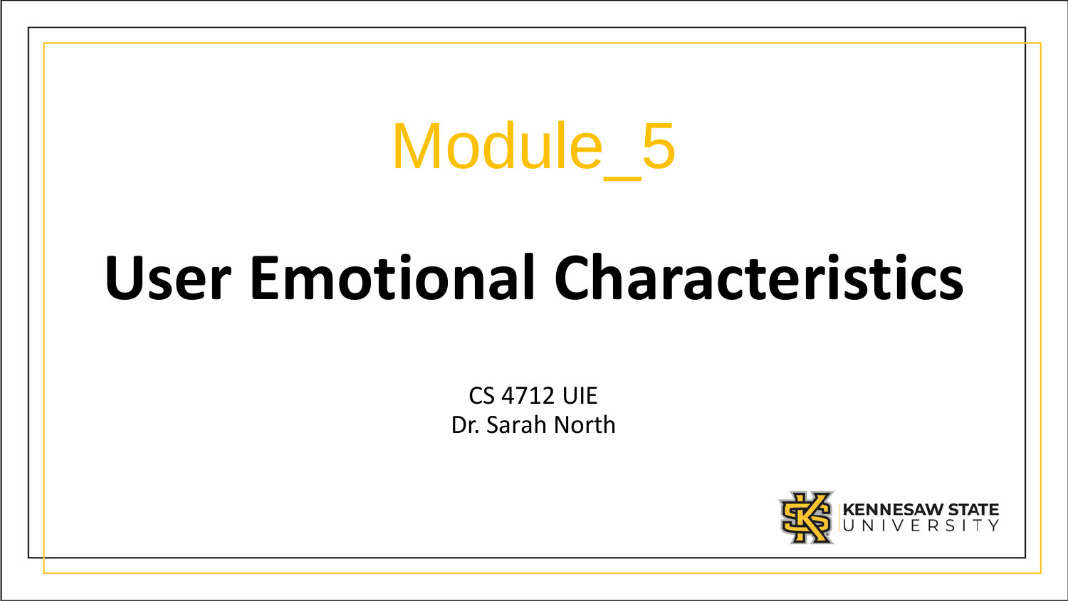# Module_5

# User Emotional Characteristics

CS 4712 UIE
Dr. Sarah North

KENNESAW STATE UNIVERSITY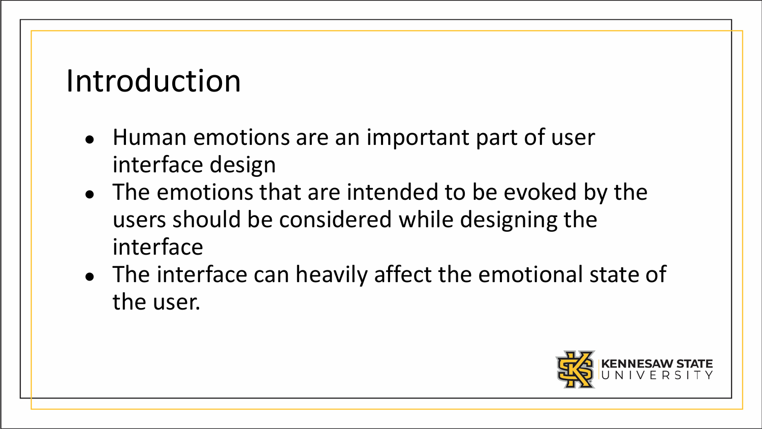# Introduction

- Human emotions are an important part of user interface design
- The emotions that are intended to be evoked by the users should be considered while designing the interface
- The interface can heavily affect the emotional state of the user.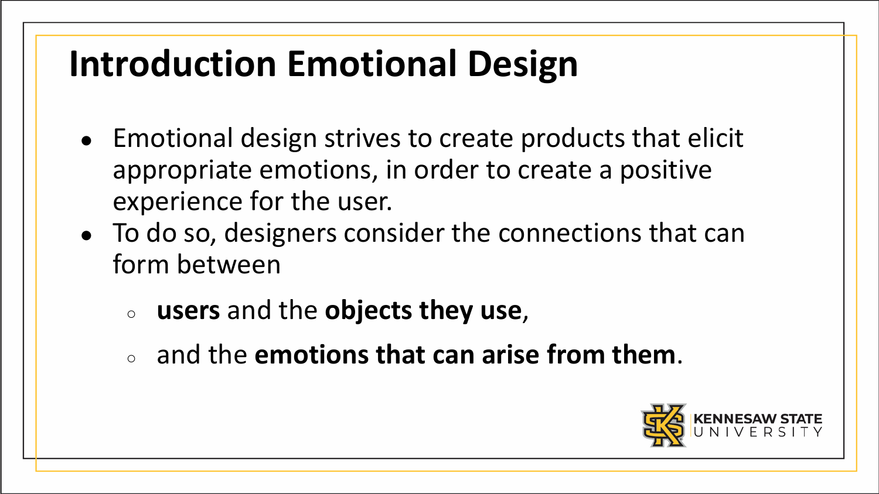# Introduction Emotional Design

- Emotional design strives to create products that elicit appropriate emotions, in order to create a positive experience for the user.
- To do so, designers consider the connections that can form between
  - **users** and the **objects they use**,
  - and the **emotions that can arise from them**.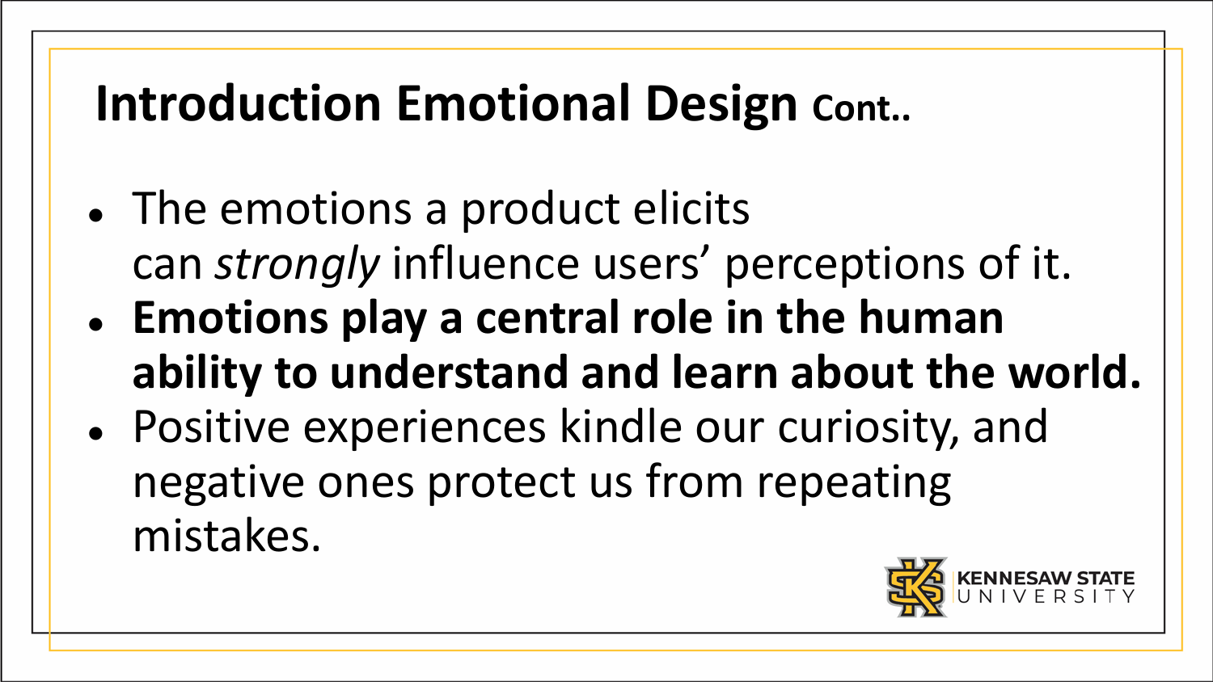# Introduction Emotional Design Cont..

- The emotions a product elicits can *strongly* influence users' perceptions of it.
- **Emotions play a central role in the human ability to understand and learn about the world.**
- Positive experiences kindle our curiosity, and negative ones protect us from repeating mistakes.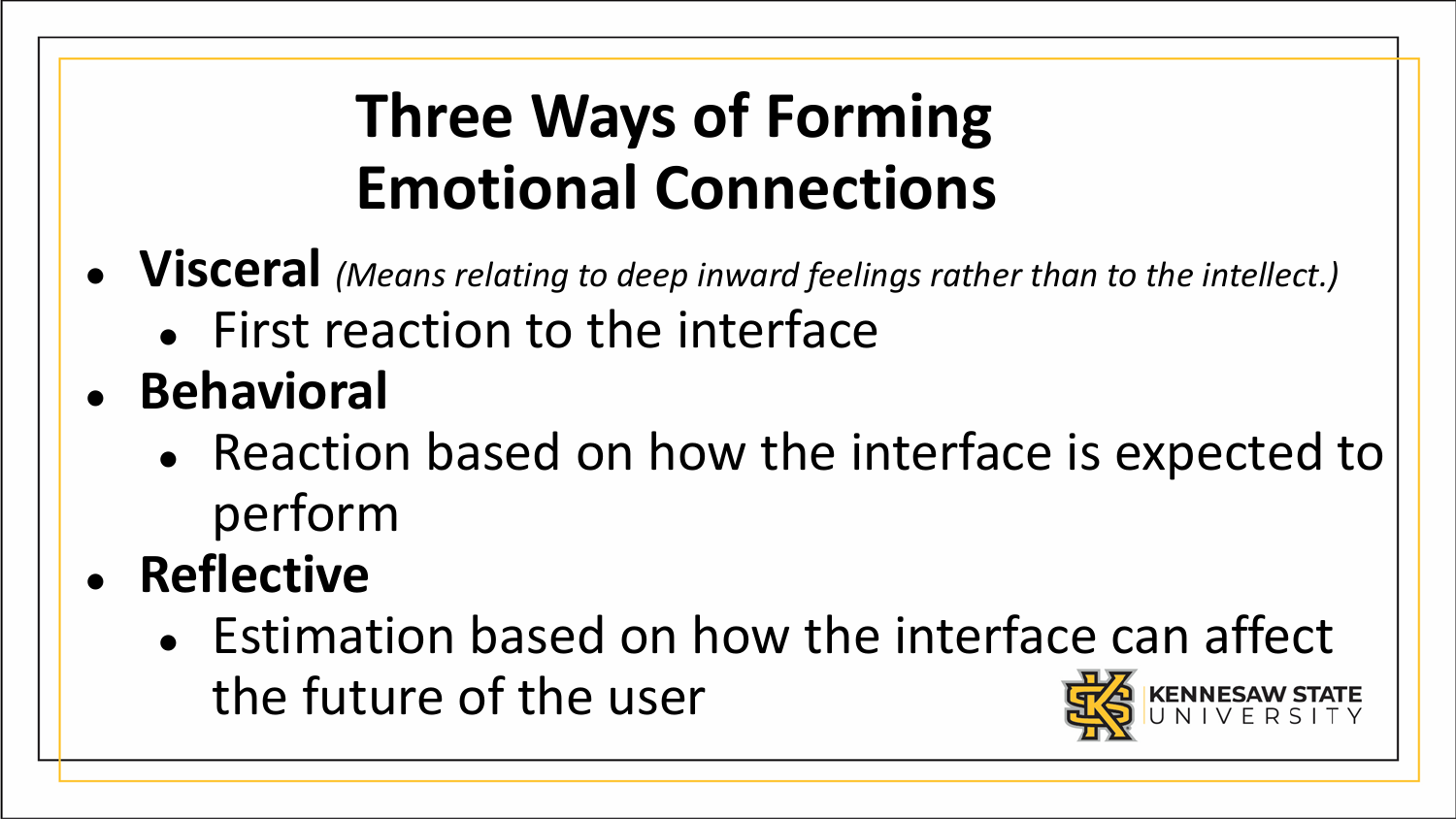# Three Ways of Forming Emotional Connections

- **Visceral** *(Means relating to deep inward feelings rather than to the intellect.)*
  - First reaction to the interface
- **Behavioral**
  - Reaction based on how the interface is expected to perform
- **Reflective**
  - Estimation based on how the interface can affect the future of the user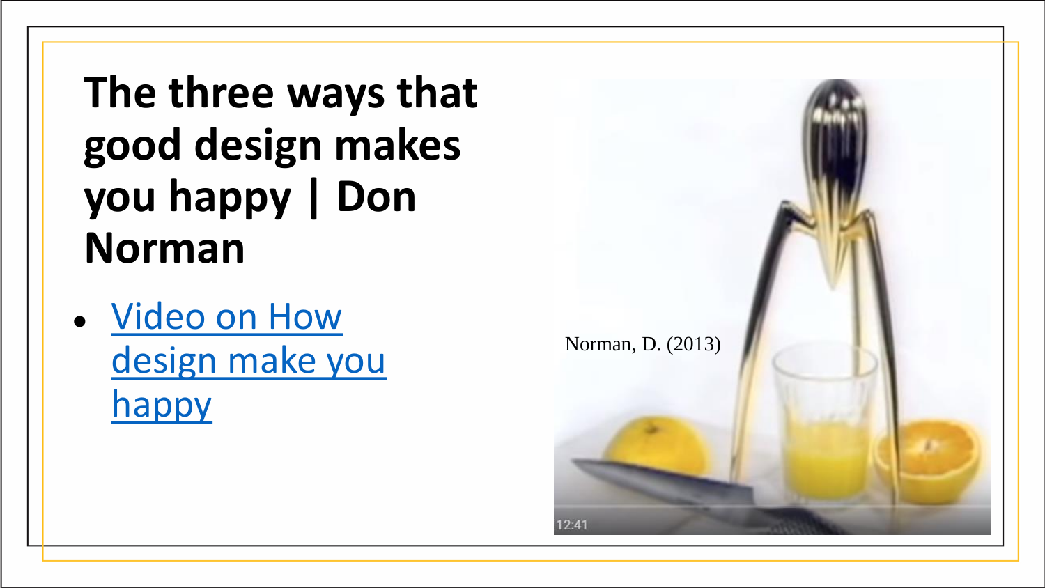# The three ways that good design makes you happy | Don Norman

- Video on How design make you happy

Norman, D. (2013)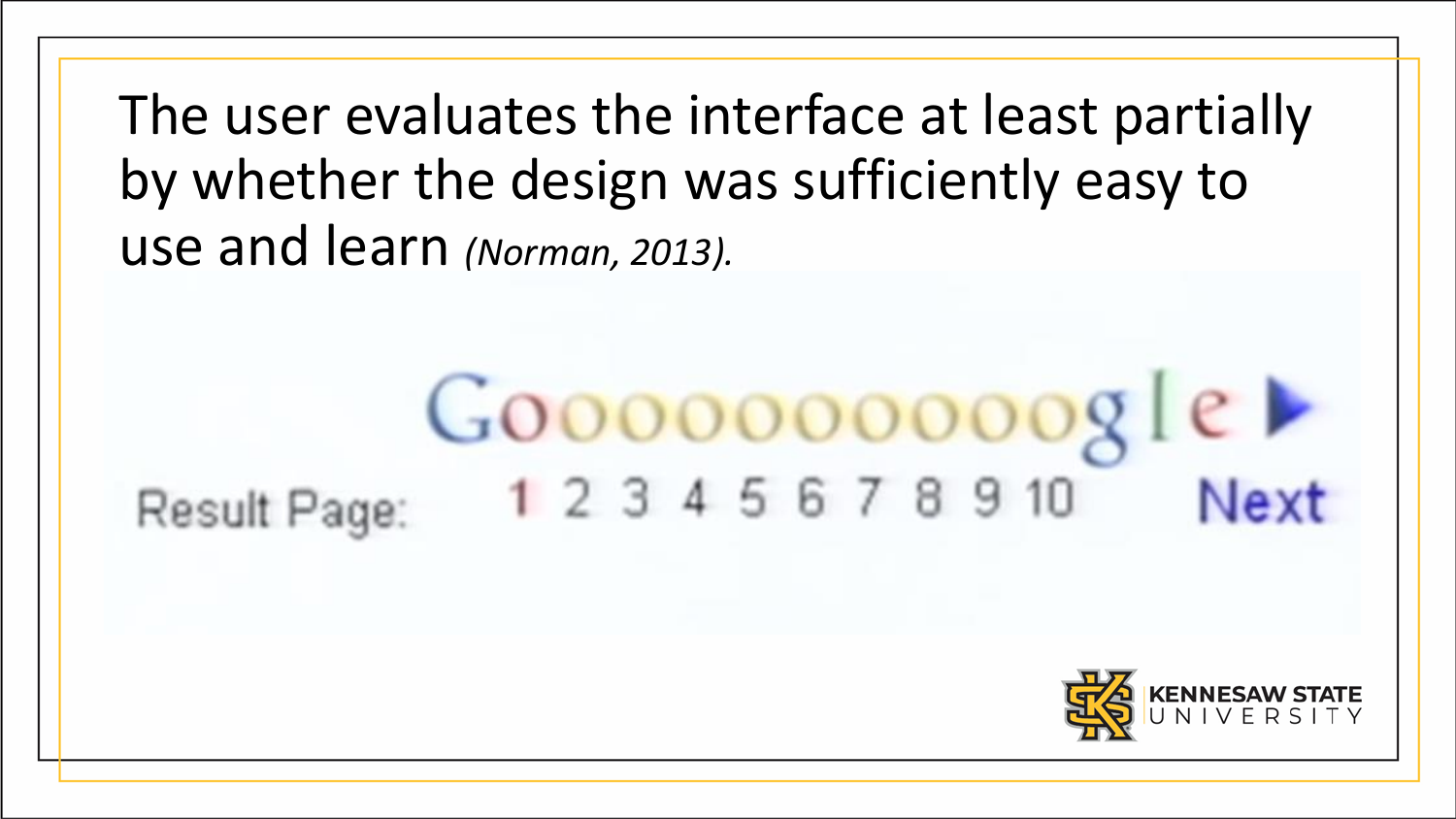The user evaluates the interface at least partially by whether the design was sufficiently easy to use and learn *(Norman, 2013).*

Goooooooooogle ▶

Result Page: 1 2 3 4 5 6 7 8 9 10 Next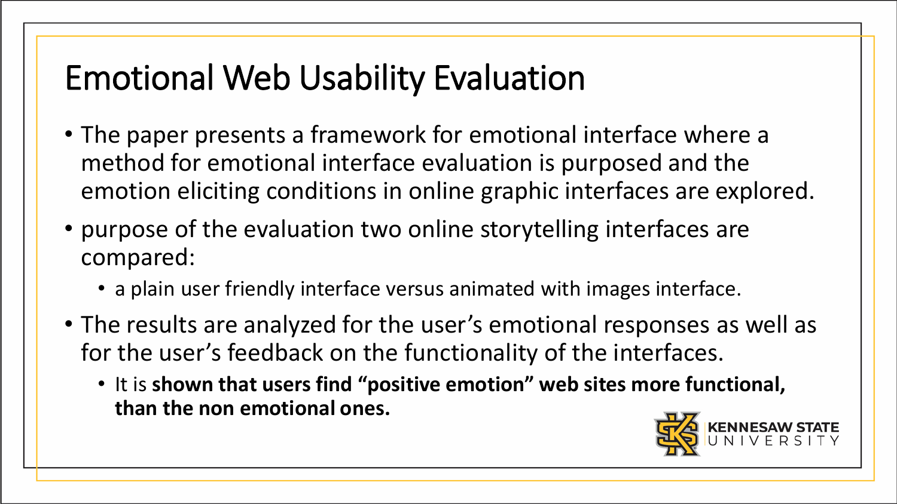# Emotional Web Usability Evaluation

- The paper presents a framework for emotional interface where a method for emotional interface evaluation is purposed and the emotion eliciting conditions in online graphic interfaces are explored.
- purpose of the evaluation two online storytelling interfaces are compared:
  - a plain user friendly interface versus animated with images interface.
- The results are analyzed for the user's emotional responses as well as for the user's feedback on the functionality of the interfaces.
  - It is **shown that users find "positive emotion" web sites more functional, than the non emotional ones.**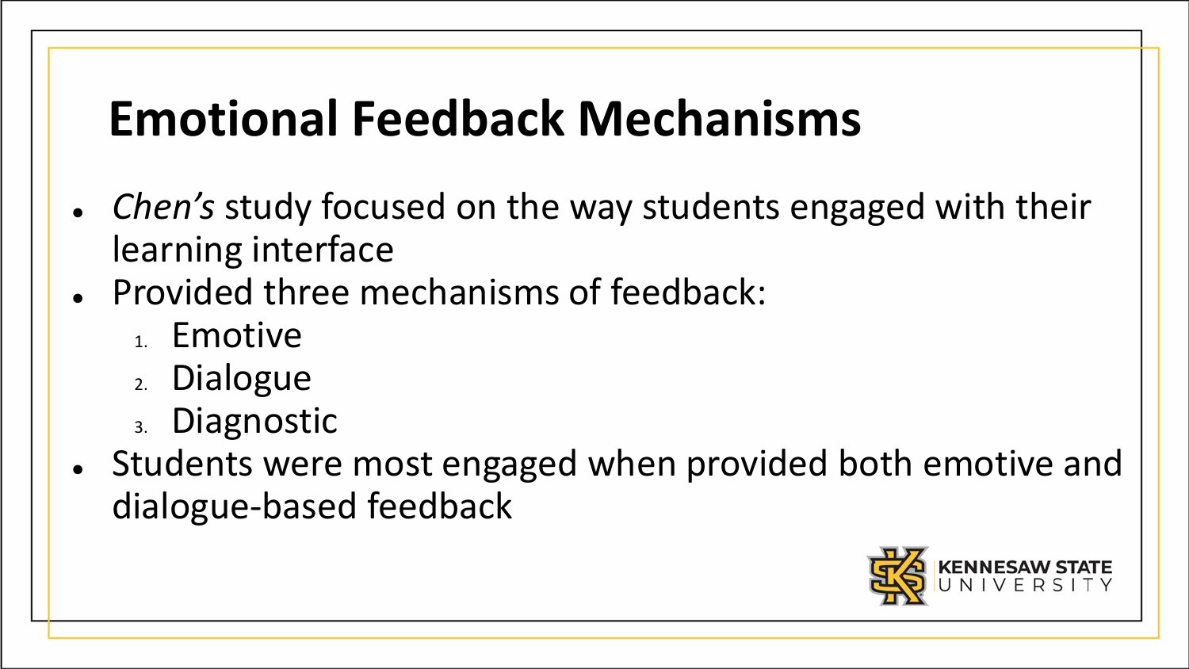# Emotional Feedback Mechanisms

- *Chen's* study focused on the way students engaged with their learning interface
- Provided three mechanisms of feedback:
    1. Emotive
    2. Dialogue
    3. Diagnostic
- Students were most engaged when provided both emotive and dialogue-based feedback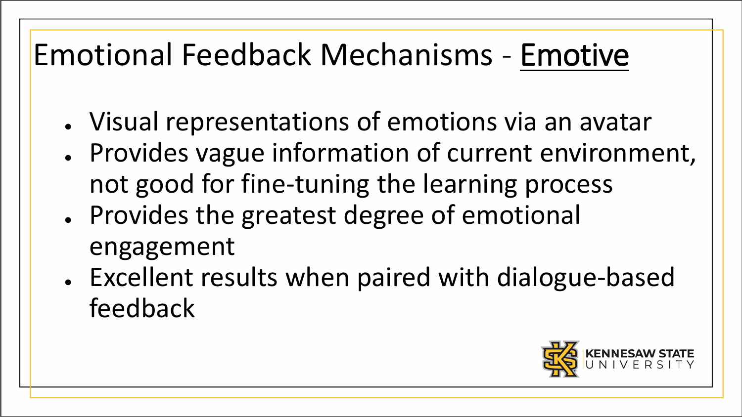# Emotional Feedback Mechanisms - <u>Emotive</u>

- Visual representations of emotions via an avatar
- Provides vague information of current environment, not good for fine-tuning the learning process
- Provides the greatest degree of emotional engagement
- Excellent results when paired with dialogue-based feedback

KENNESAW STATE UNIVERSITY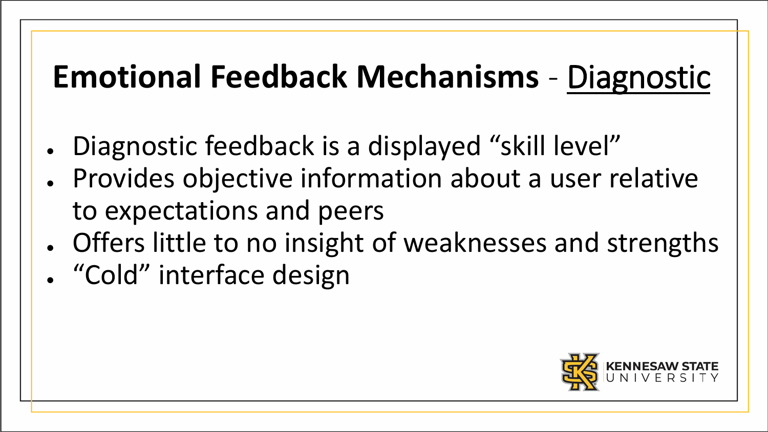# Emotional Feedback Mechanisms - Diagnostic

- Diagnostic feedback is a displayed “skill level”
- Provides objective information about a user relative to expectations and peers
- Offers little to no insight of weaknesses and strengths
- “Cold” interface design

KENNESAW STATE UNIVERSITY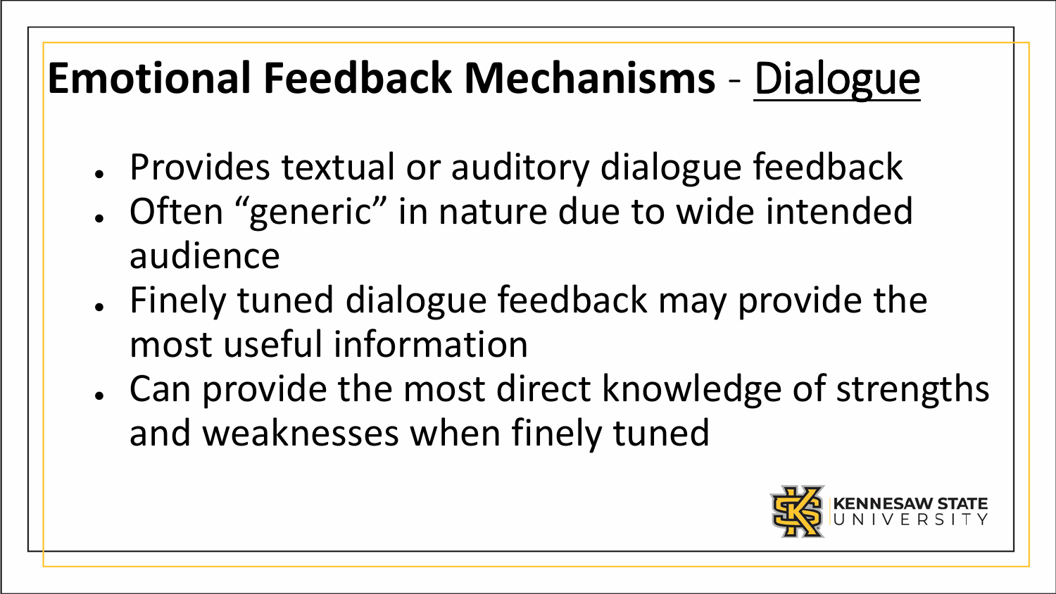# Emotional Feedback Mechanisms - Dialogue

- Provides textual or auditory dialogue feedback
- Often "generic" in nature due to wide intended audience
- Finely tuned dialogue feedback may provide the most useful information
- Can provide the most direct knowledge of strengths and weaknesses when finely tuned

KENNESAW STATE UNIVERSITY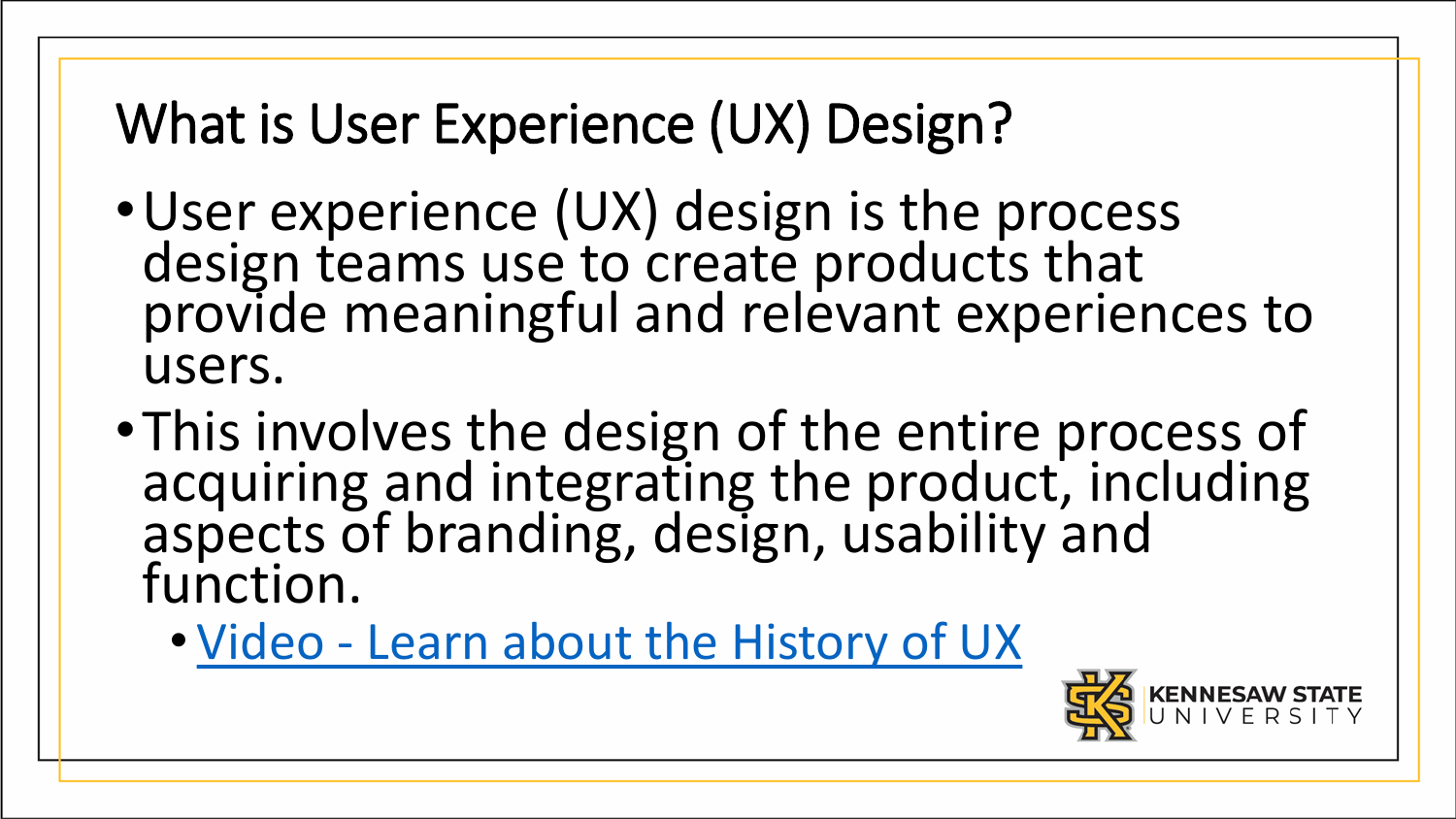# What is User Experience (UX) Design?

- User experience (UX) design is the process design teams use to create products that provide meaningful and relevant experiences to users.
- This involves the design of the entire process of acquiring and integrating the product, including aspects of branding, design, usability and function.
  - Video - Learn about the History of UX

KENNESAW STATE UNIVERSITY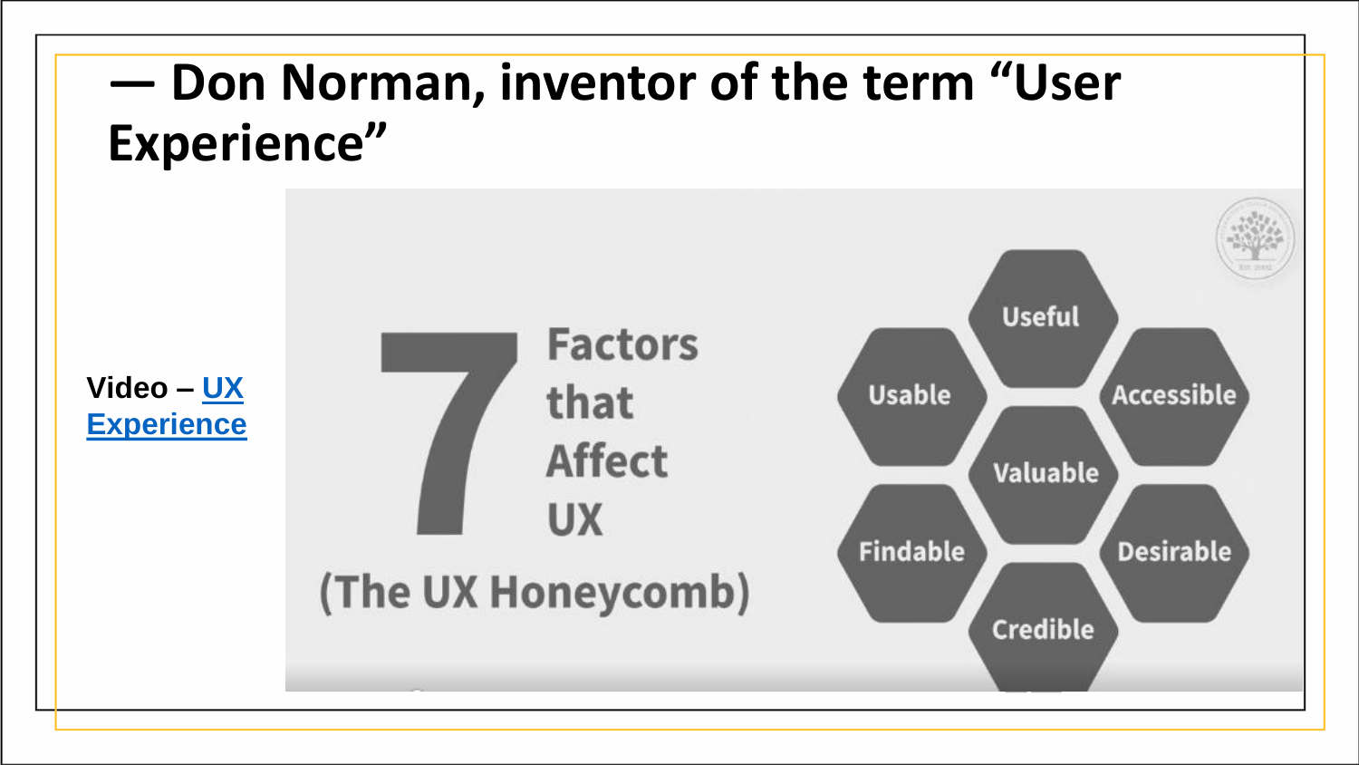# — Don Norman, inventor of the term "User Experience"

Video – [UX Experience]()

7 Factors that Affect UX

(The UX Honeycomb)

- Useful
- Usable
- Accessible
- Valuable
- Findable
- Desirable
- Credible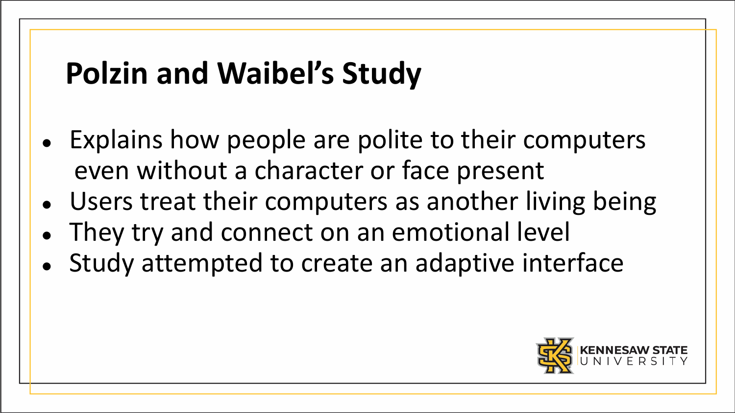# Polzin and Waibel's Study

- Explains how people are polite to their computers even without a character or face present
- Users treat their computers as another living being
- They try and connect on an emotional level
- Study attempted to create an adaptive interface

KENNESAW STATE UNIVERSITY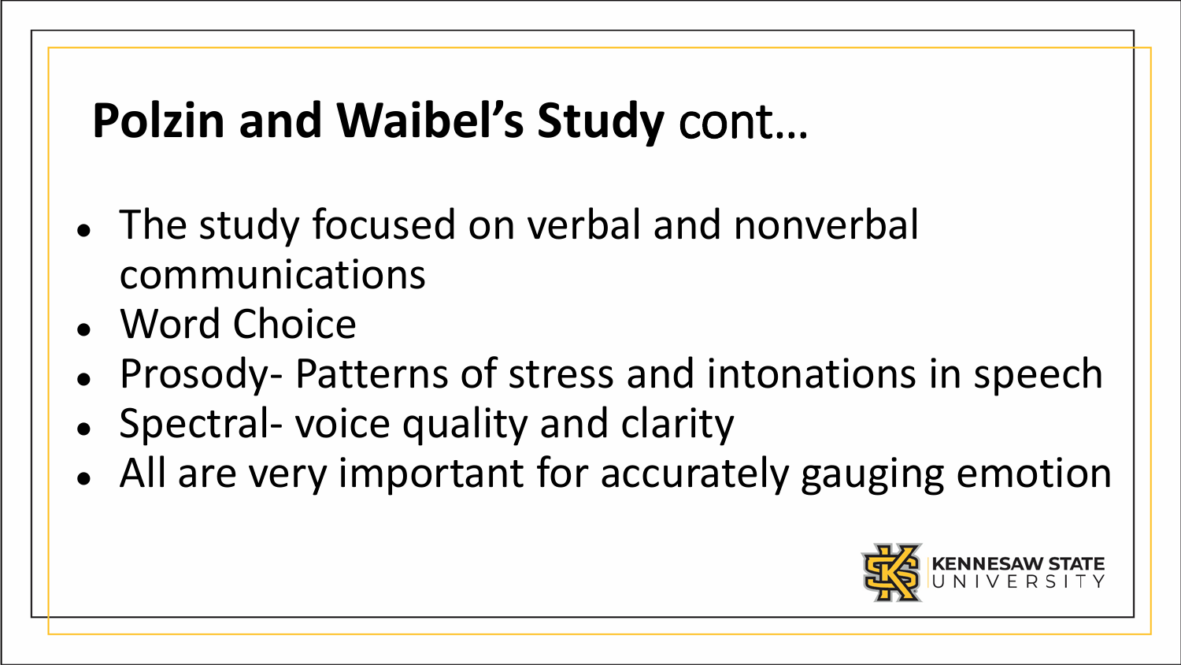# **Polzin and Waibel's Study** cont…

- The study focused on verbal and nonverbal communications
- Word Choice
- Prosody- Patterns of stress and intonations in speech
- Spectral- voice quality and clarity
- All are very important for accurately gauging emotion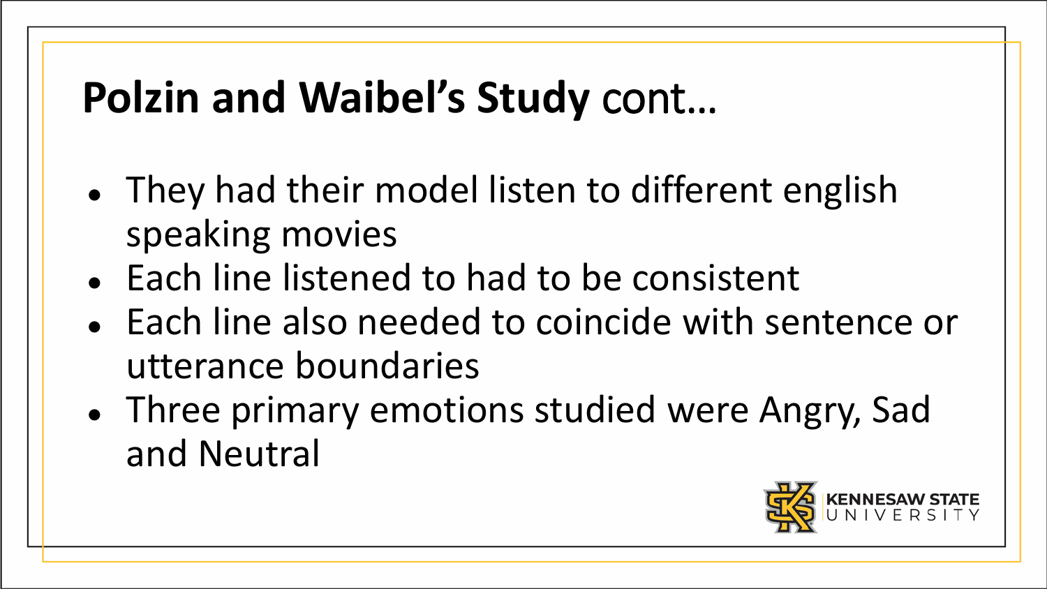# **Polzin and Waibel's Study** cont…

- They had their model listen to different english speaking movies
- Each line listened to had to be consistent
- Each line also needed to coincide with sentence or utterance boundaries
- Three primary emotions studied were Angry, Sad and Neutral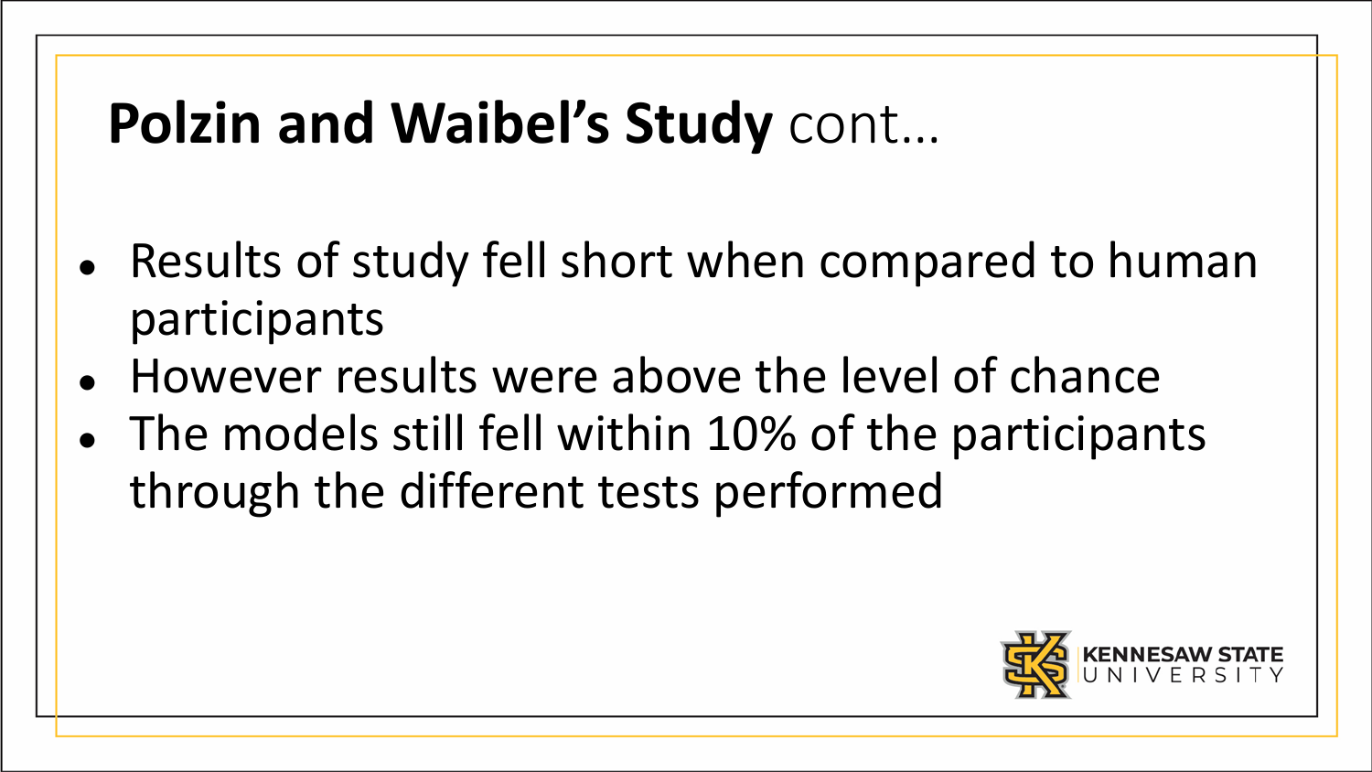# **Polzin and Waibel's Study** cont…

- Results of study fell short when compared to human participants
- However results were above the level of chance
- The models still fell within 10% of the participants through the different tests performed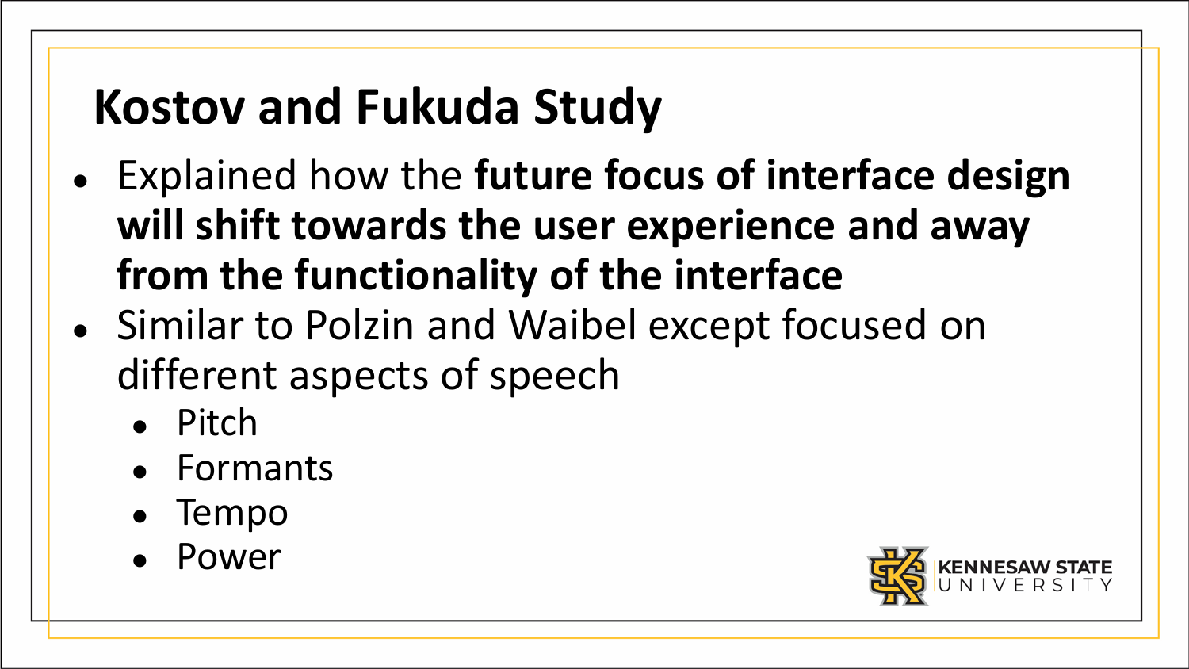# Kostov and Fukuda Study

- Explained how the **future focus of interface design will shift towards the user experience and away from the functionality of the interface**
- Similar to Polzin and Waibel except focused on different aspects of speech
  - Pitch
  - Formants
  - Tempo
  - Power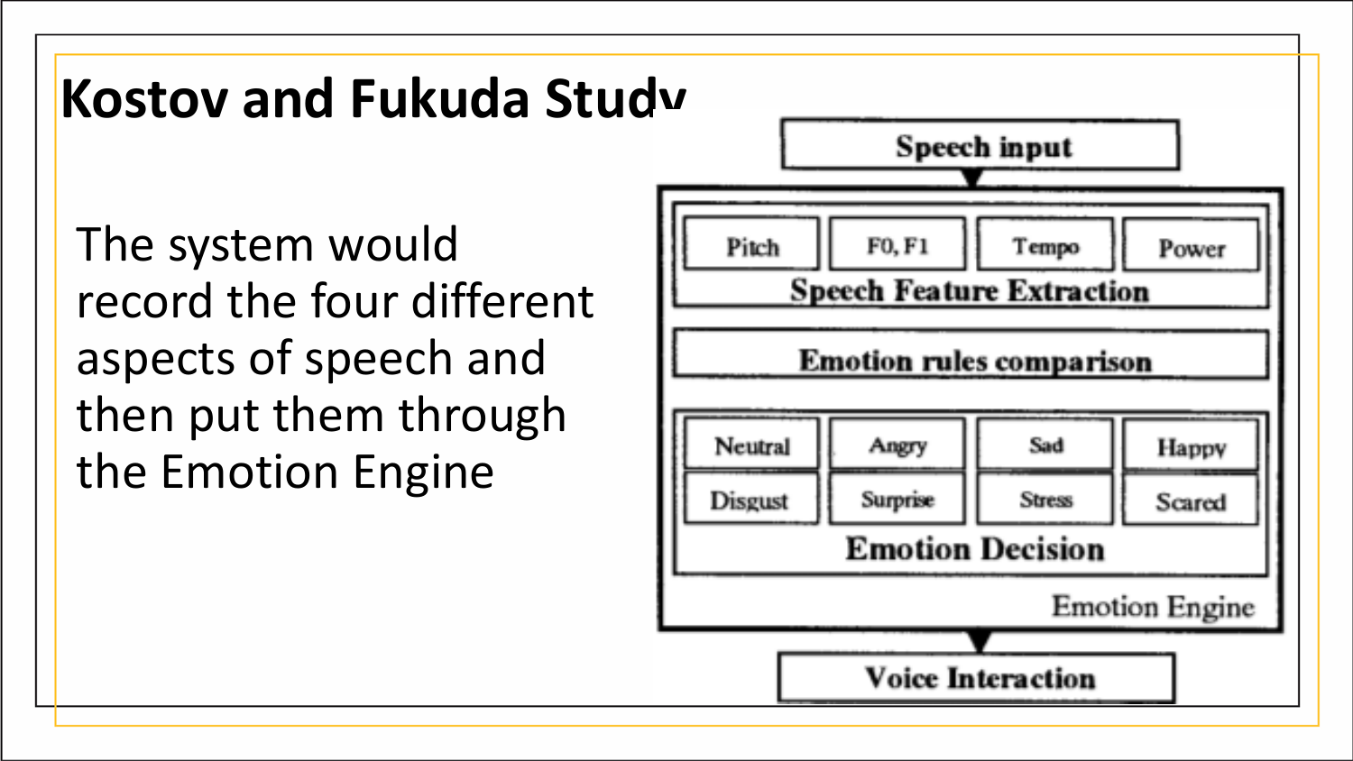# Kostov and Fukuda Study

The system would record the four different aspects of speech and then put them through the Emotion Engine

Speech input

Pitch | F0, F1 | Tempo | Power

Speech Feature Extraction

Emotion rules comparison

Neutral | Angry | Sad | Happy

Disgust | Surprise | Stress | Scared

Emotion Decision

Emotion Engine

Voice Interaction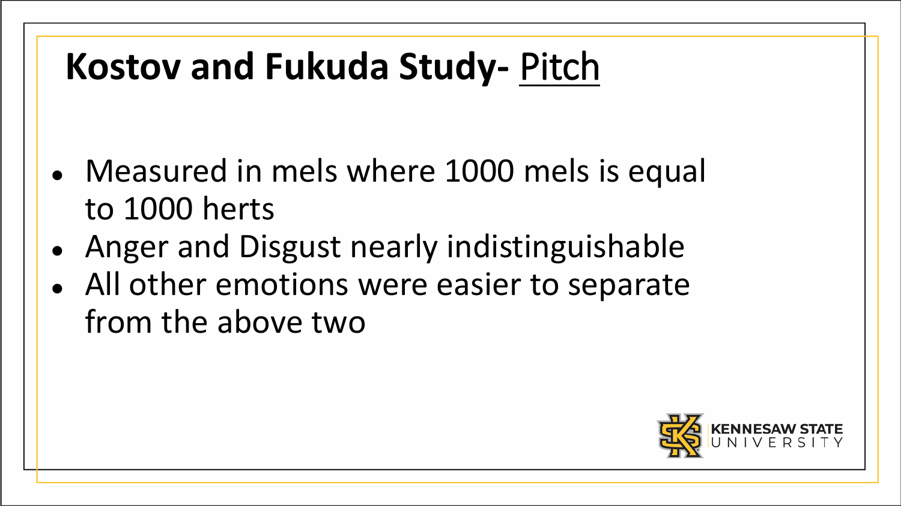# Kostov and Fukuda Study- Pitch

- Measured in mels where 1000 mels is equal to 1000 herts
- Anger and Disgust nearly indistinguishable
- All other emotions were easier to separate from the above two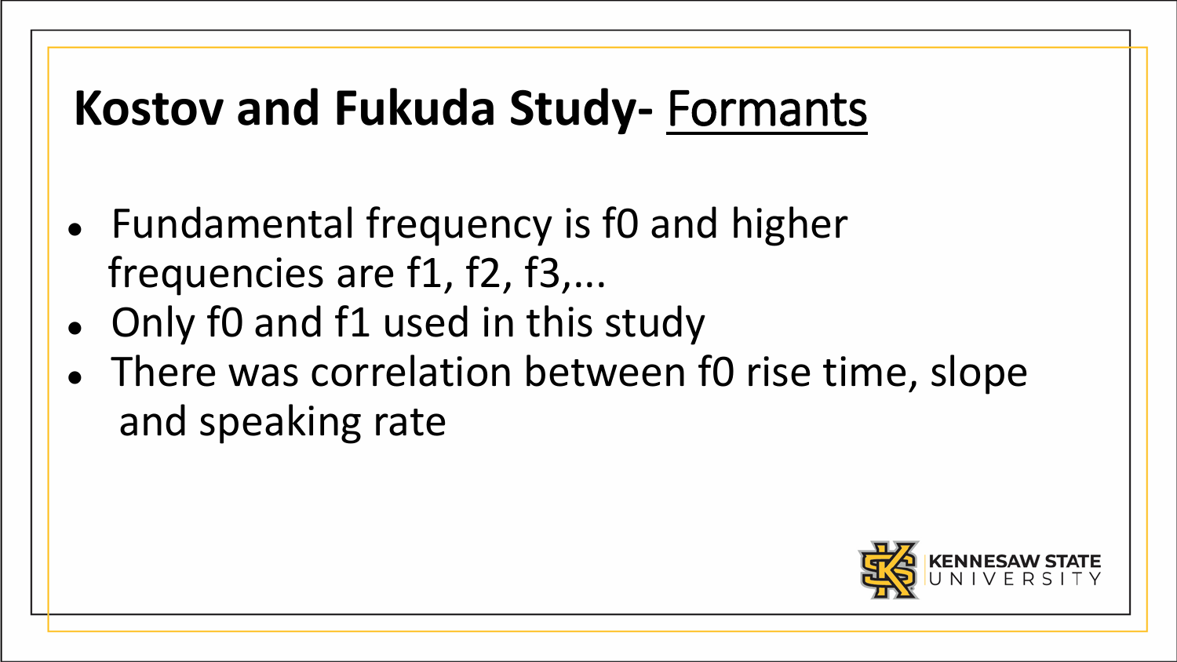# Kostov and Fukuda Study- Formants

- Fundamental frequency is f0 and higher frequencies are f1, f2, f3,...
- Only f0 and f1 used in this study
- There was correlation between f0 rise time, slope and speaking rate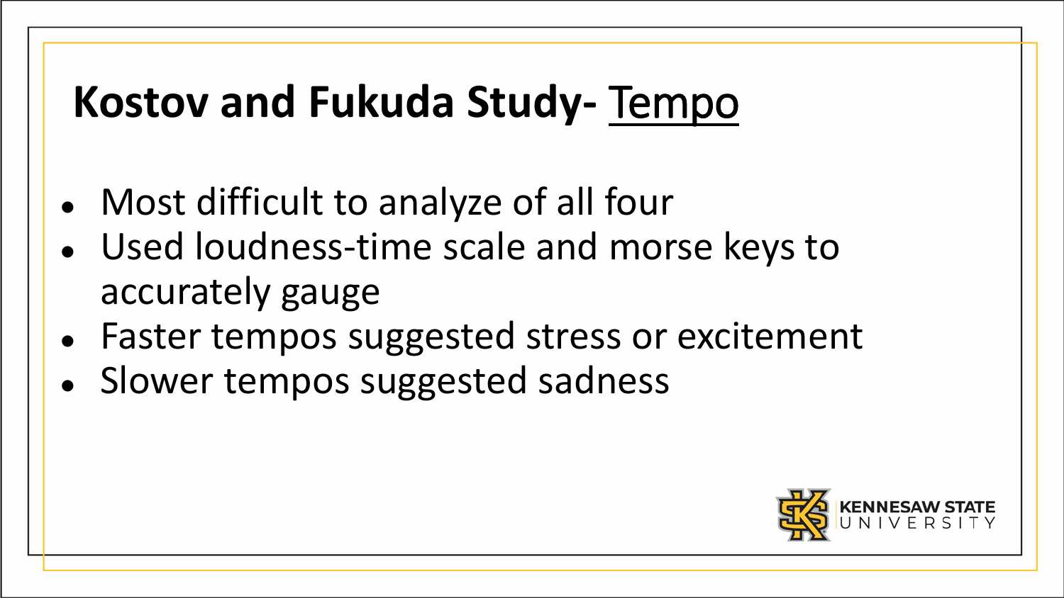# Kostov and Fukuda Study- Tempo

- Most difficult to analyze of all four
- Used loudness-time scale and morse keys to accurately gauge
- Faster tempos suggested stress or excitement
- Slower tempos suggested sadness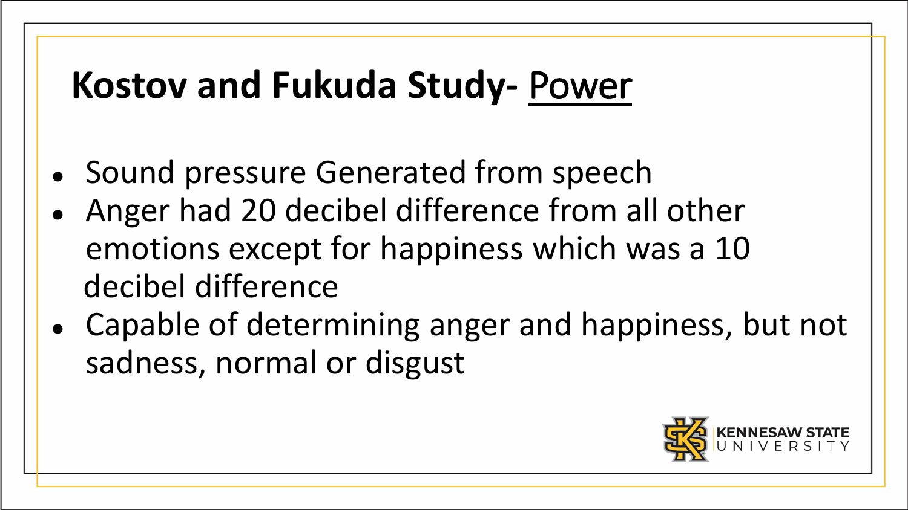# Kostov and Fukuda Study- Power

- Sound pressure Generated from speech
- Anger had 20 decibel difference from all other emotions except for happiness which was a 10 decibel difference
- Capable of determining anger and happiness, but not sadness, normal or disgust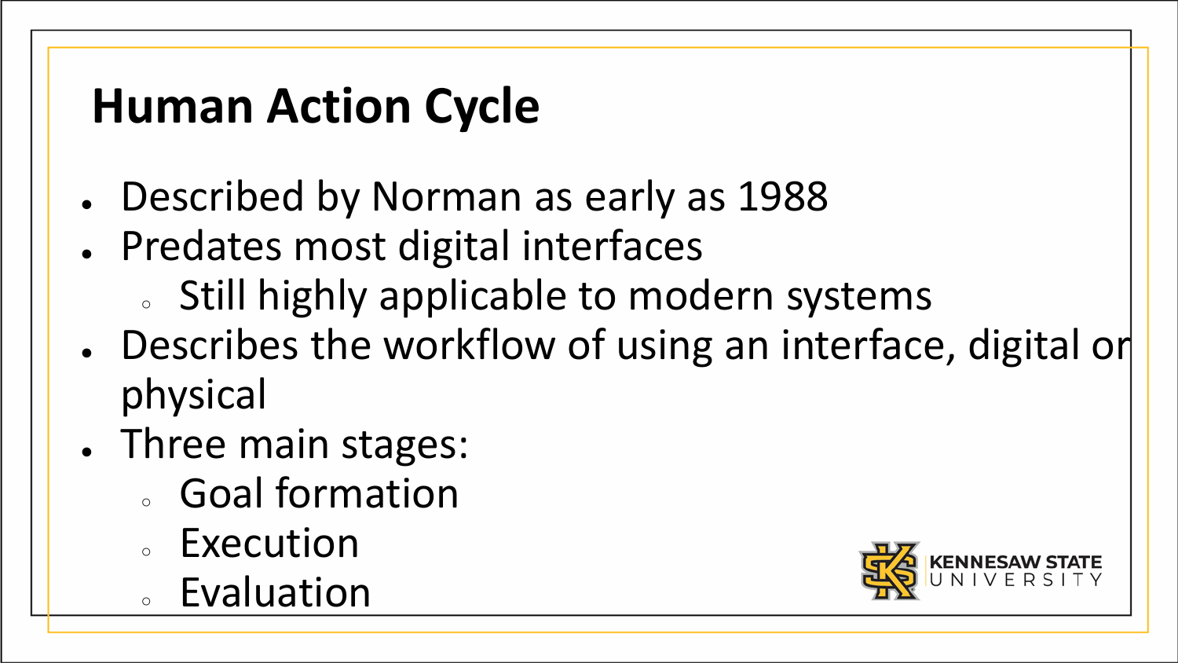# Human Action Cycle

- Described by Norman as early as 1988
- Predates most digital interfaces
  - Still highly applicable to modern systems
- Describes the workflow of using an interface, digital or physical
- Three main stages:
  - Goal formation
  - Execution
  - Evaluation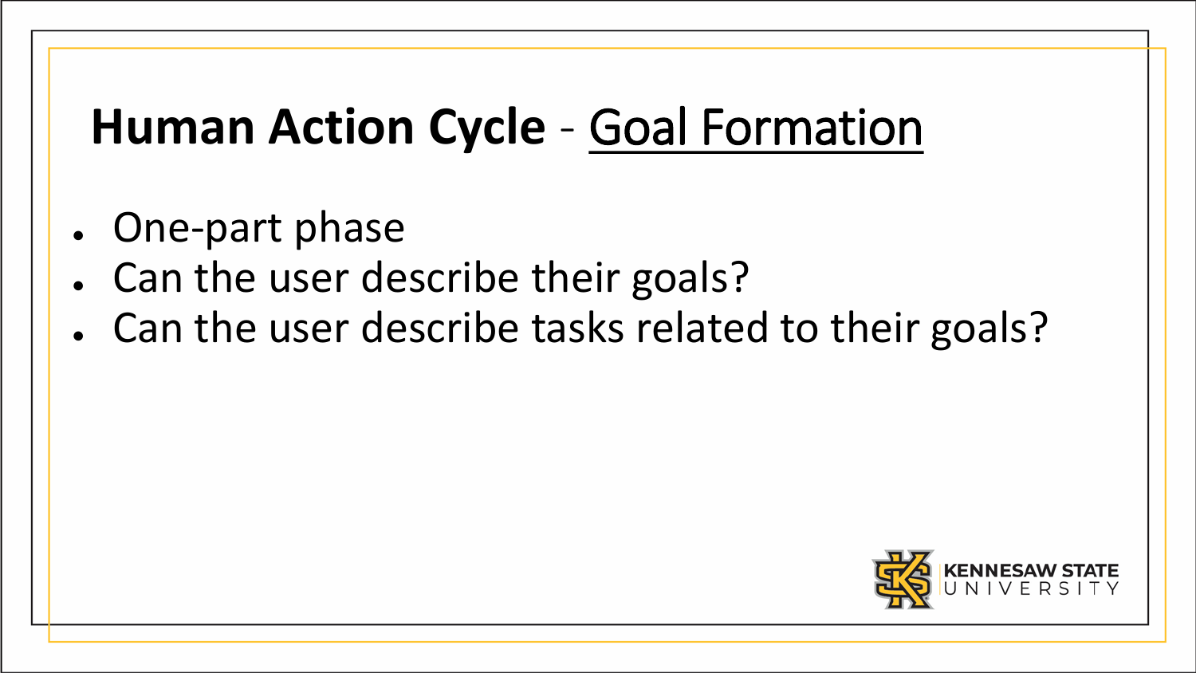# **Human Action Cycle** - Goal Formation

- One-part phase
- Can the user describe their goals?
- Can the user describe tasks related to their goals?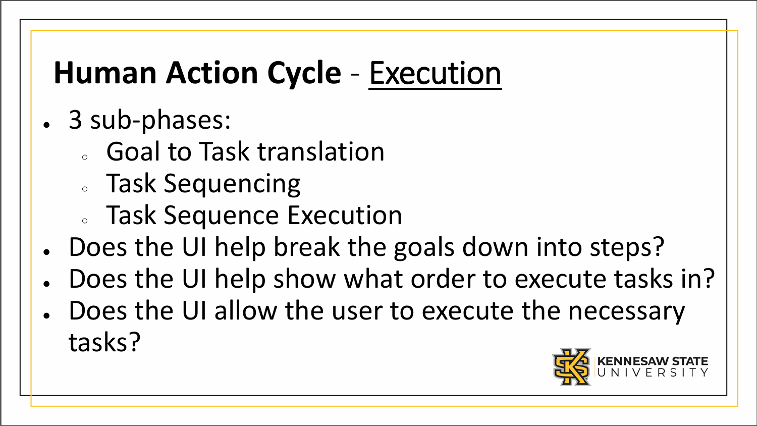# Human Action Cycle - Execution

- 3 sub-phases:
  - Goal to Task translation
  - Task Sequencing
  - Task Sequence Execution
- Does the UI help break the goals down into steps?
- Does the UI help show what order to execute tasks in?
- Does the UI allow the user to execute the necessary tasks?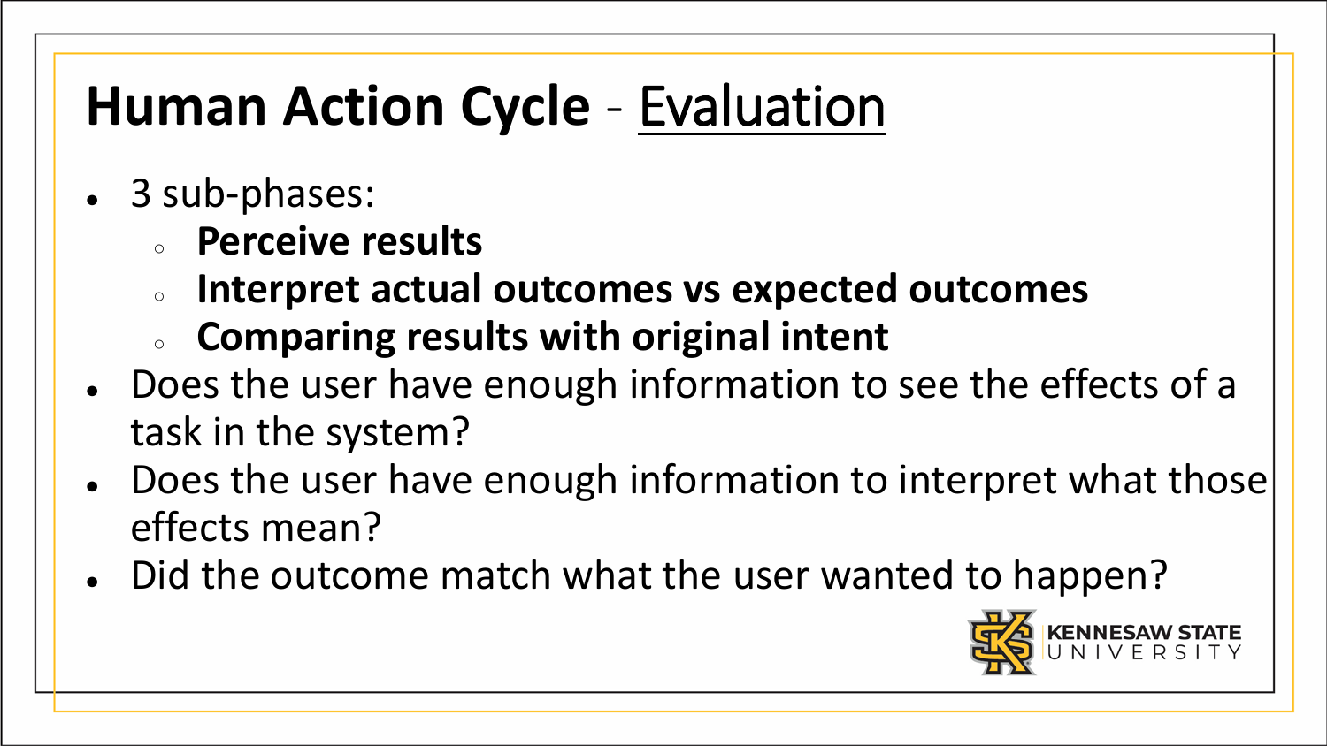# **Human Action Cycle** - Evaluation

- 3 sub-phases:
  - **Perceive results**
  - **Interpret actual outcomes vs expected outcomes**
  - **Comparing results with original intent**
- Does the user have enough information to see the effects of a task in the system?
- Does the user have enough information to interpret what those effects mean?
- Did the outcome match what the user wanted to happen?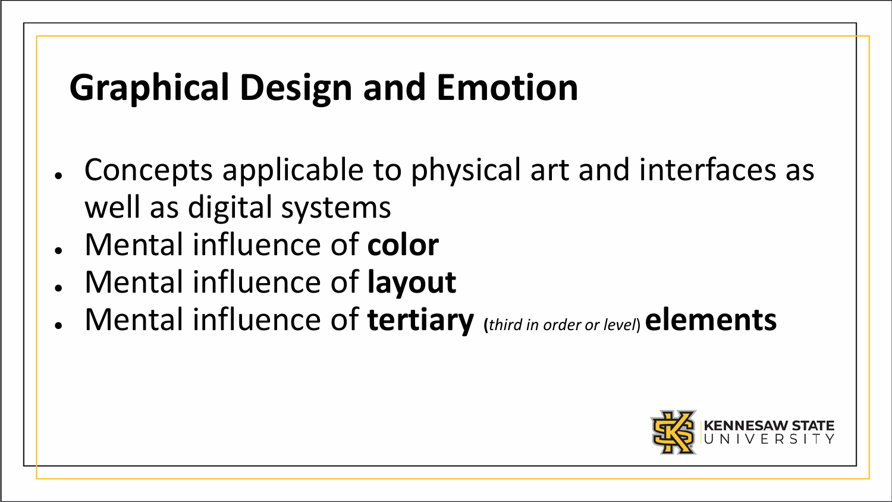# Graphical Design and Emotion

- Concepts applicable to physical art and interfaces as well as digital systems
- Mental influence of **color**
- Mental influence of **layout**
- Mental influence of **tertiary** (*third in order or level*) **elements**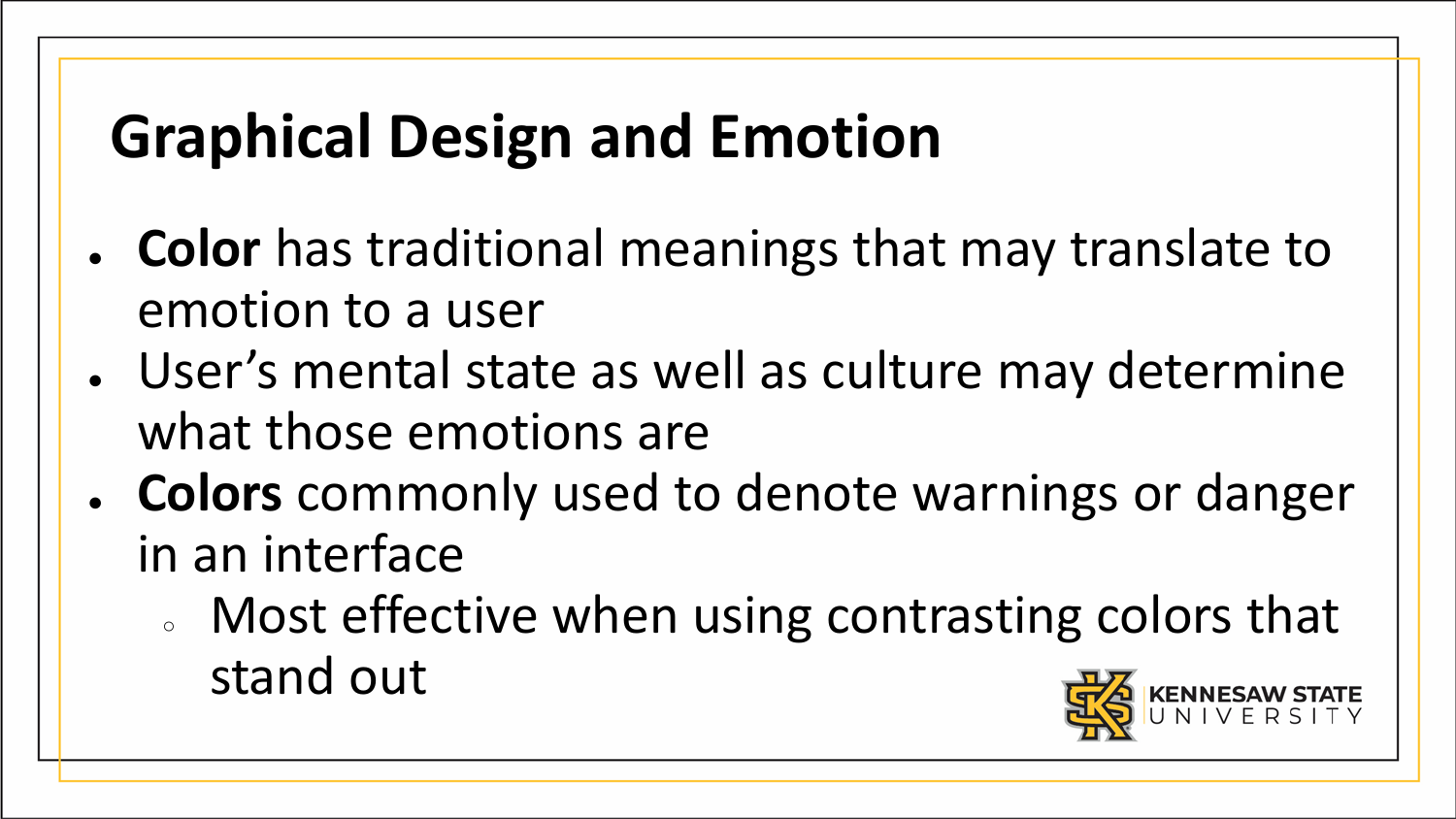# Graphical Design and Emotion

- **Color** has traditional meanings that may translate to emotion to a user
- User's mental state as well as culture may determine what those emotions are
- **Colors** commonly used to denote warnings or danger in an interface
  - Most effective when using contrasting colors that stand out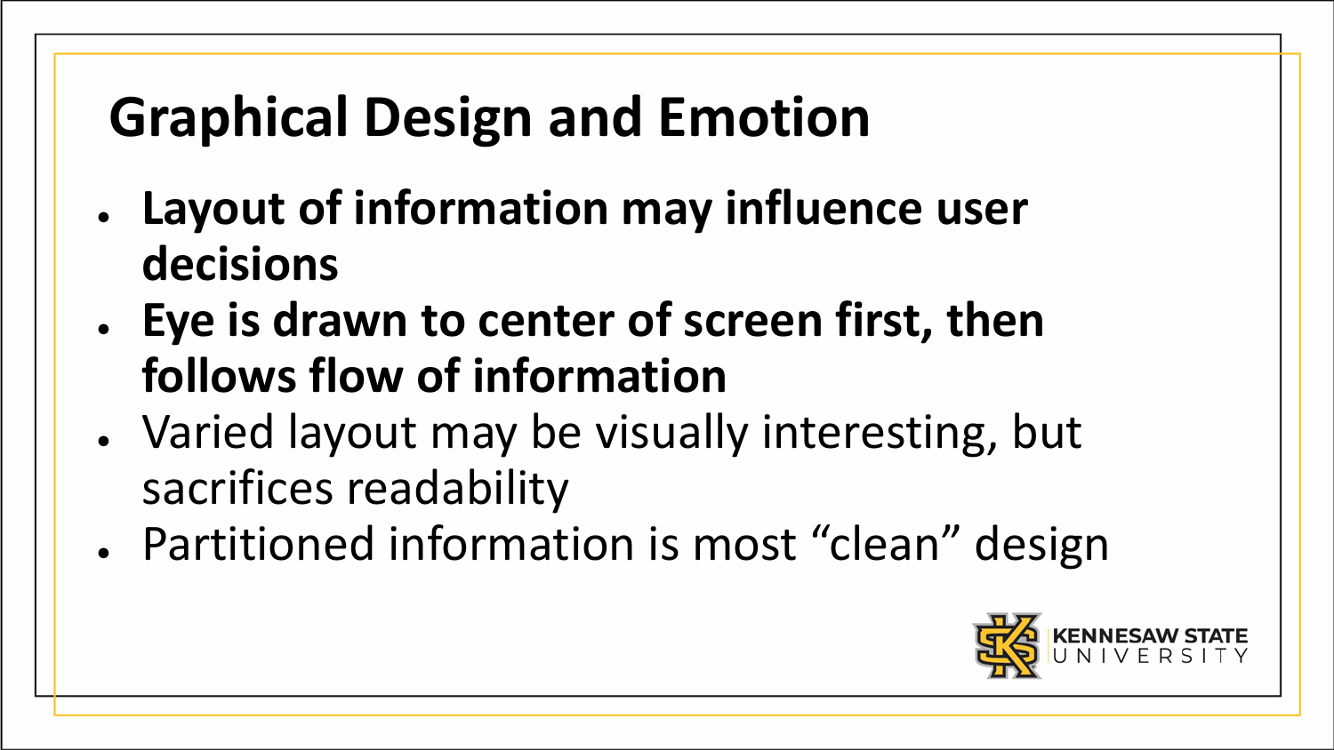# Graphical Design and Emotion

- **Layout of information may influence user decisions**
- **Eye is drawn to center of screen first, then follows flow of information**
- Varied layout may be visually interesting, but sacrifices readability
- Partitioned information is most “clean” design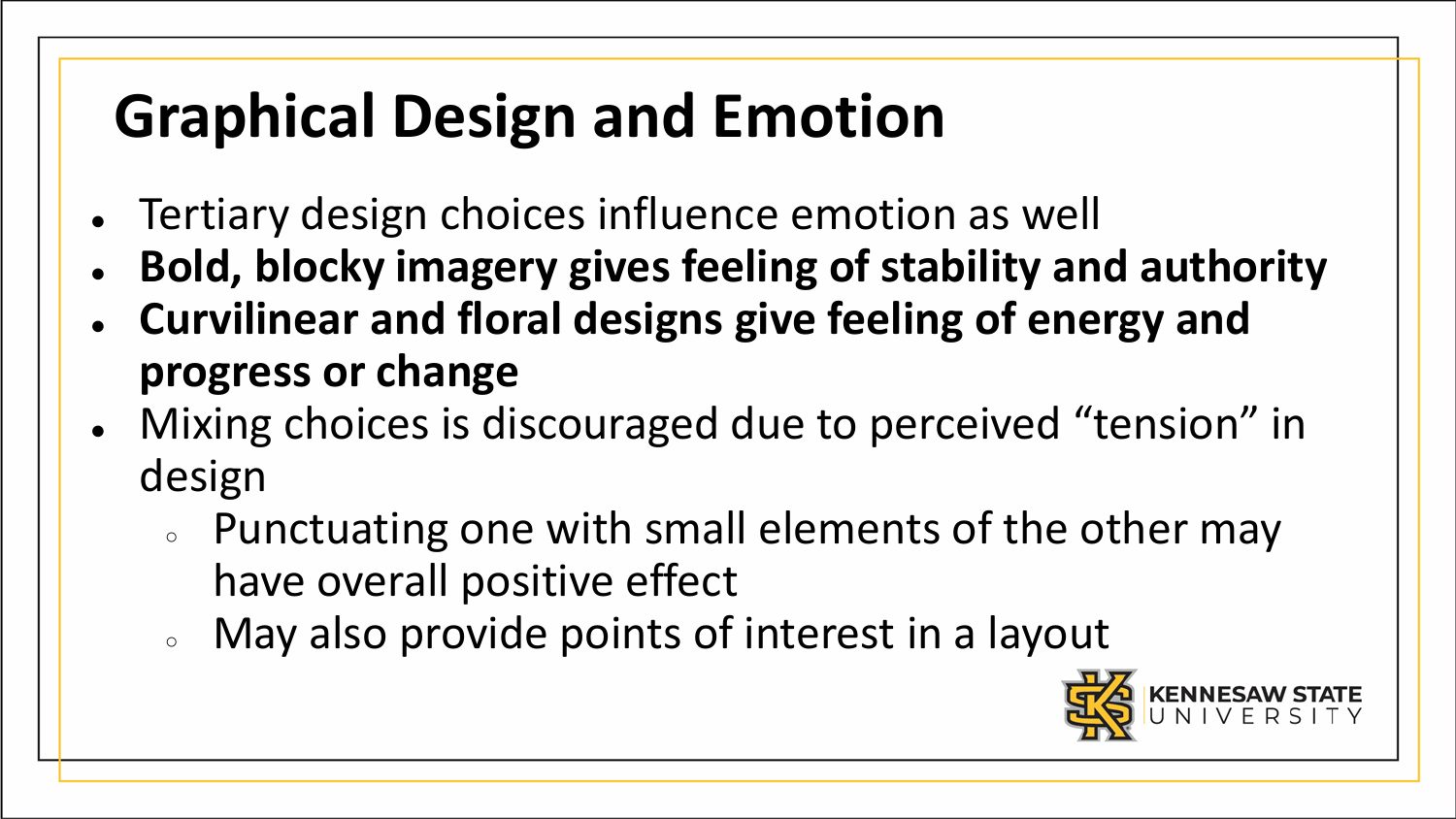# Graphical Design and Emotion

- Tertiary design choices influence emotion as well
- **Bold, blocky imagery gives feeling of stability and authority**
- **Curvilinear and floral designs give feeling of energy and progress or change**
- Mixing choices is discouraged due to perceived "tension" in design
  - Punctuating one with small elements of the other may have overall positive effect
  - May also provide points of interest in a layout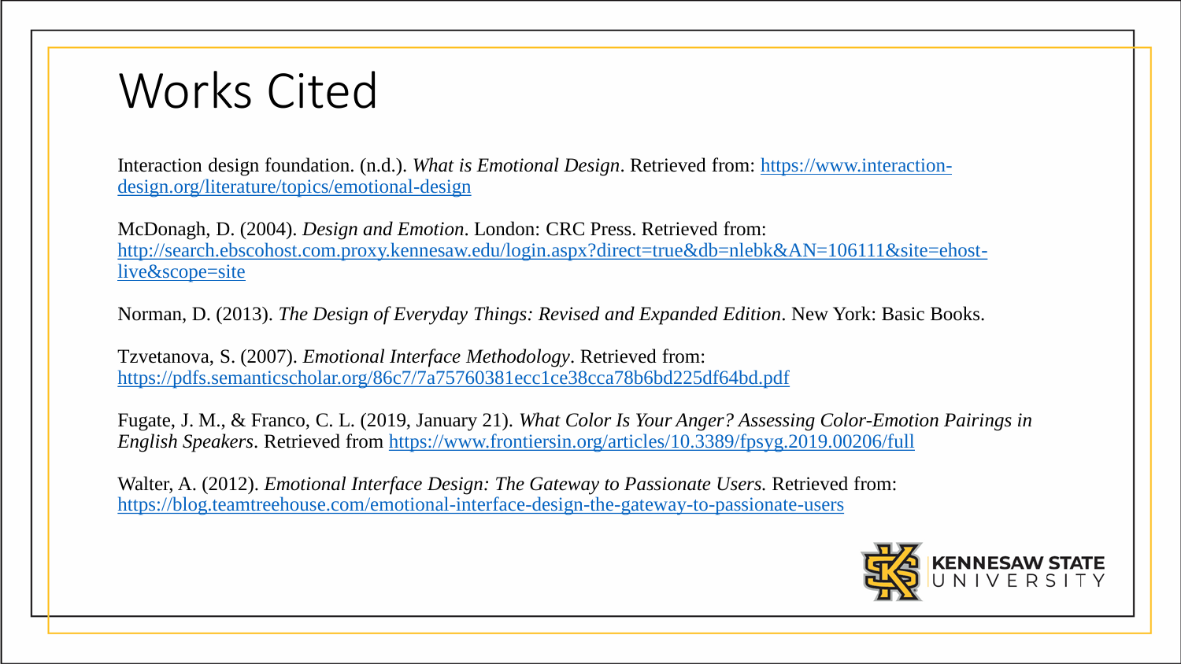# Works Cited

Interaction design foundation. (n.d.). *What is Emotional Design*. Retrieved from: https://www.interaction-design.org/literature/topics/emotional-design

McDonagh, D. (2004). *Design and Emotion*. London: CRC Press. Retrieved from: http://search.ebscohost.com.proxy.kennesaw.edu/login.aspx?direct=true&db=nlebk&AN=106111&site=ehost-live&scope=site

Norman, D. (2013). *The Design of Everyday Things: Revised and Expanded Edition*. New York: Basic Books.

Tzvetanova, S. (2007). *Emotional Interface Methodology*. Retrieved from: https://pdfs.semanticscholar.org/86c7/7a75760381ecc1ce38cca78b6bd225df64bd.pdf

Fugate, J. M., & Franco, C. L. (2019, January 21). *What Color Is Your Anger? Assessing Color-Emotion Pairings in English Speakers*. Retrieved from https://www.frontiersin.org/articles/10.3389/fpsyg.2019.00206/full

Walter, A. (2012). *Emotional Interface Design: The Gateway to Passionate Users.* Retrieved from: https://blog.teamtreehouse.com/emotional-interface-design-the-gateway-to-passionate-users

KENNESAW STATE UNIVERSITY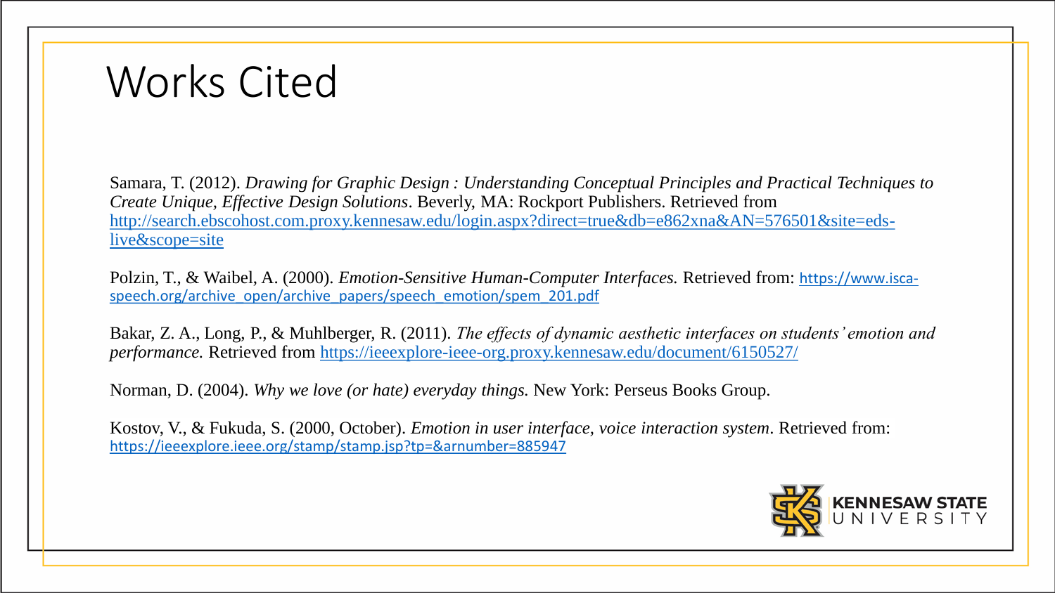# Works Cited

Samara, T. (2012). *Drawing for Graphic Design : Understanding Conceptual Principles and Practical Techniques to Create Unique, Effective Design Solutions*. Beverly, MA: Rockport Publishers. Retrieved from http://search.ebscohost.com.proxy.kennesaw.edu/login.aspx?direct=true&db=e862xna&AN=576501&site=eds-live&scope=site

Polzin, T., & Waibel, A. (2000). *Emotion-Sensitive Human-Computer Interfaces.* Retrieved from: https://www.isca-speech.org/archive_open/archive_papers/speech_emotion/spem_201.pdf

Bakar, Z. A., Long, P., & Muhlberger, R. (2011). *The effects of dynamic aesthetic interfaces on students' emotion and performance.* Retrieved from https://ieeexplore-ieee-org.proxy.kennesaw.edu/document/6150527/

Norman, D. (2004). *Why we love (or hate) everyday things.* New York: Perseus Books Group.

Kostov, V., & Fukuda, S. (2000, October). *Emotion in user interface, voice interaction system*. Retrieved from: https://ieeexplore.ieee.org/stamp/stamp.jsp?tp=&arnumber=885947

KENNESAW STATE UNIVERSITY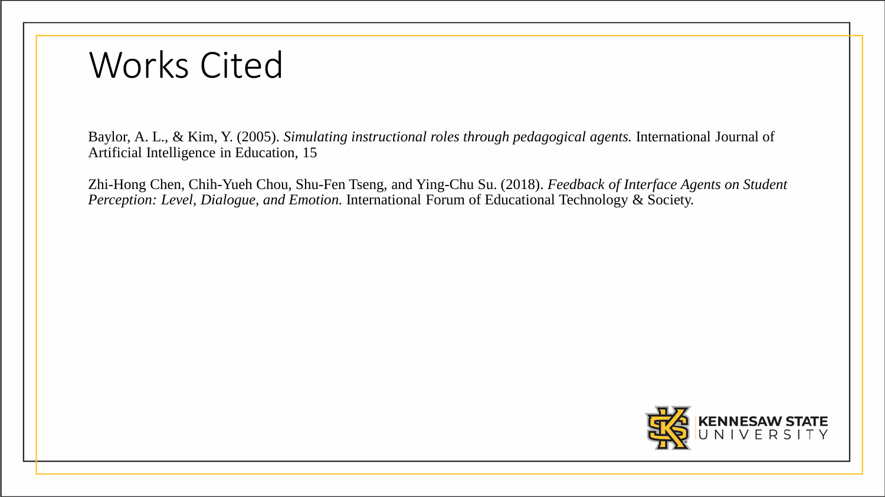# Works Cited

Baylor, A. L., & Kim, Y. (2005). *Simulating instructional roles through pedagogical agents.* International Journal of Artificial Intelligence in Education, 15

Zhi-Hong Chen, Chih-Yueh Chou, Shu-Fen Tseng, and Ying-Chu Su. (2018). *Feedback of Interface Agents on Student Perception: Level, Dialogue, and Emotion.* International Forum of Educational Technology & Society.